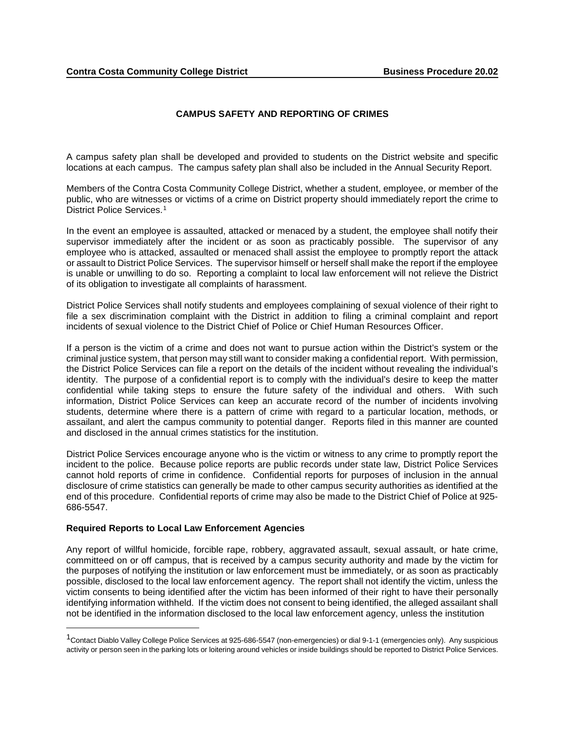**Contra Costa Community College District** **Business Procedure 20.02**

# CAMPUS SAFETY AND REPORTING OF CRIMES

A campus safety plan shall be developed and provided to students on the District website and specific locations at each campus. The campus safety plan shall also be included in the Annual Security Report.

Members of the Contra Costa Community College District, whether a student, employee, or member of the public, who are witnesses or victims of a crime on District property should immediately report the crime to District Police Services.[1]

In the event an employee is assaulted, attacked or menaced by a student, the employee shall notify their supervisor immediately after the incident or as soon as practicably possible. The supervisor of any employee who is attacked, assaulted or menaced shall assist the employee to promptly report the attack or assault to District Police Services. The supervisor himself or herself shall make the report if the employee is unable or unwilling to do so. Reporting a complaint to local law enforcement will not relieve the District of its obligation to investigate all complaints of harassment.

District Police Services shall notify students and employees complaining of sexual violence of their right to file a sex discrimination complaint with the District in addition to filing a criminal complaint and report incidents of sexual violence to the District Chief of Police or Chief Human Resources Officer.

If a person is the victim of a crime and does not want to pursue action within the District's system or the criminal justice system, that person may still want to consider making a confidential report. With permission, the District Police Services can file a report on the details of the incident without revealing the individual's identity. The purpose of a confidential report is to comply with the individual's desire to keep the matter confidential while taking steps to ensure the future safety of the individual and others. With such information, District Police Services can keep an accurate record of the number of incidents involving students, determine where there is a pattern of crime with regard to a particular location, methods, or assailant, and alert the campus community to potential danger. Reports filed in this manner are counted and disclosed in the annual crimes statistics for the institution.

District Police Services encourage anyone who is the victim or witness to any crime to promptly report the incident to the police. Because police reports are public records under state law, District Police Services cannot hold reports of crime in confidence. Confidential reports for purposes of inclusion in the annual disclosure of crime statistics can generally be made to other campus security authorities as identified at the end of this procedure. Confidential reports of crime may also be made to the District Chief of Police at 925-686-5547.

**Required Reports to Local Law Enforcement Agencies**

Any report of willful homicide, forcible rape, robbery, aggravated assault, sexual assault, or hate crime, committed on or off campus, that is received by a campus security authority and made by the victim for the purposes of notifying the institution or law enforcement must be immediately, or as soon as practicably possible, disclosed to the local law enforcement agency. The report shall not identify the victim, unless the victim consents to being identified after the victim has been informed of their right to have their personally identifying information withheld. If the victim does not consent to being identified, the alleged assailant shall not be identified in the information disclosed to the local law enforcement agency, unless the institution

---

[1] Contact Diablo Valley College Police Services at 925-686-5547 (non-emergencies) or dial 9-1-1 (emergencies only). Any suspicious activity or person seen in the parking lots or loitering around vehicles or inside buildings should be reported to District Police Services.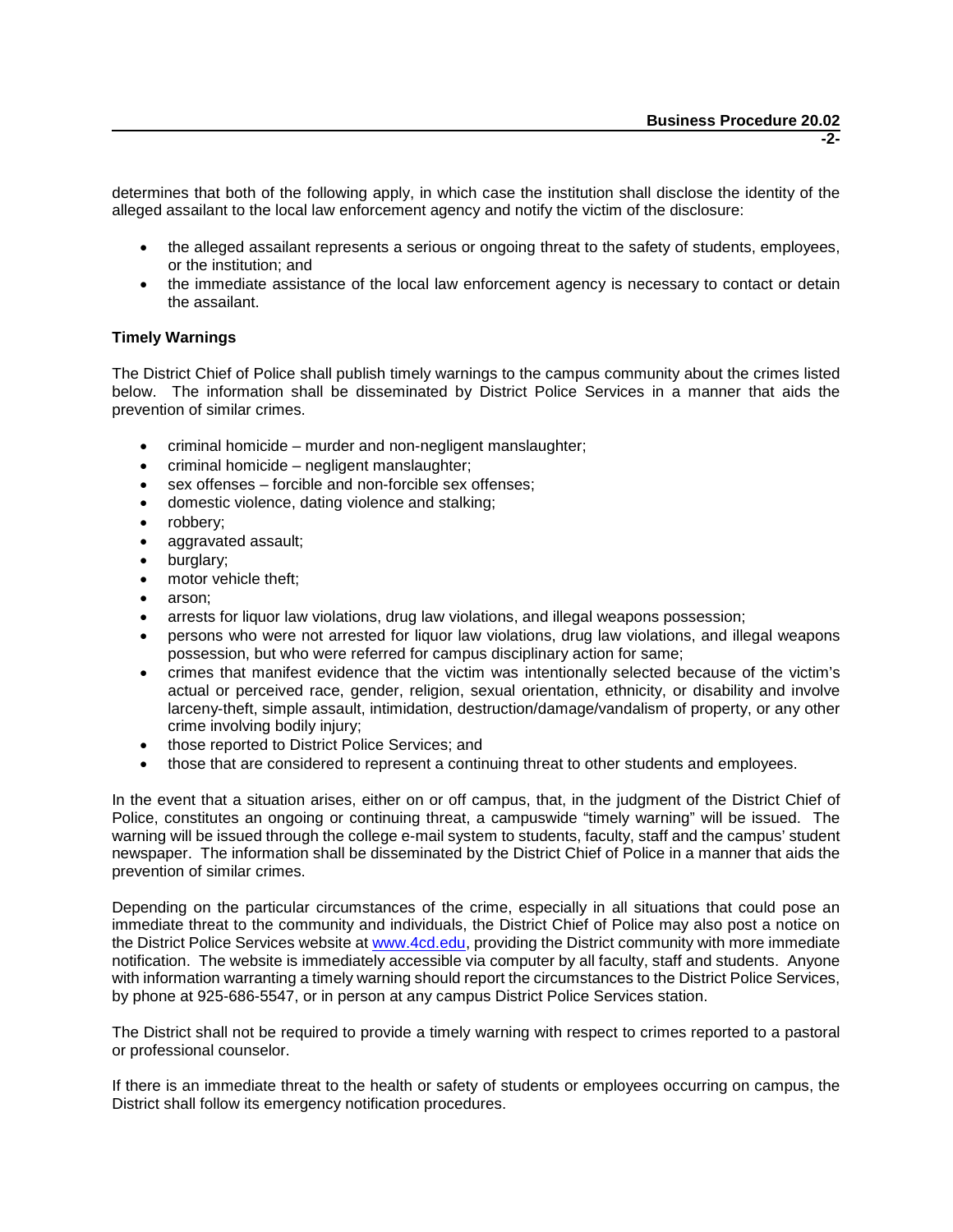determines that both of the following apply, in which case the institution shall disclose the identity of the alleged assailant to the local law enforcement agency and notify the victim of the disclosure:

- the alleged assailant represents a serious or ongoing threat to the safety of students, employees, or the institution; and
- the immediate assistance of the local law enforcement agency is necessary to contact or detain the assailant.

**Timely Warnings**

The District Chief of Police shall publish timely warnings to the campus community about the crimes listed below. The information shall be disseminated by District Police Services in a manner that aids the prevention of similar crimes.

- criminal homicide – murder and non-negligent manslaughter;
- criminal homicide – negligent manslaughter;
- sex offenses – forcible and non-forcible sex offenses;
- domestic violence, dating violence and stalking;
- robbery;
- aggravated assault;
- burglary;
- motor vehicle theft;
- arson;
- arrests for liquor law violations, drug law violations, and illegal weapons possession;
- persons who were not arrested for liquor law violations, drug law violations, and illegal weapons possession, but who were referred for campus disciplinary action for same;
- crimes that manifest evidence that the victim was intentionally selected because of the victim's actual or perceived race, gender, religion, sexual orientation, ethnicity, or disability and involve larceny-theft, simple assault, intimidation, destruction/damage/vandalism of property, or any other crime involving bodily injury;
- those reported to District Police Services; and
- those that are considered to represent a continuing threat to other students and employees.

In the event that a situation arises, either on or off campus, that, in the judgment of the District Chief of Police, constitutes an ongoing or continuing threat, a campuswide "timely warning" will be issued. The warning will be issued through the college e-mail system to students, faculty, staff and the campus' student newspaper. The information shall be disseminated by the District Chief of Police in a manner that aids the prevention of similar crimes.

Depending on the particular circumstances of the crime, especially in all situations that could pose an immediate threat to the community and individuals, the District Chief of Police may also post a notice on the District Police Services website at [www.4cd.edu](http://www.4cd.edu), providing the District community with more immediate notification. The website is immediately accessible via computer by all faculty, staff and students. Anyone with information warranting a timely warning should report the circumstances to the District Police Services, by phone at 925-686-5547, or in person at any campus District Police Services station.

The District shall not be required to provide a timely warning with respect to crimes reported to a pastoral or professional counselor.

If there is an immediate threat to the health or safety of students or employees occurring on campus, the District shall follow its emergency notification procedures.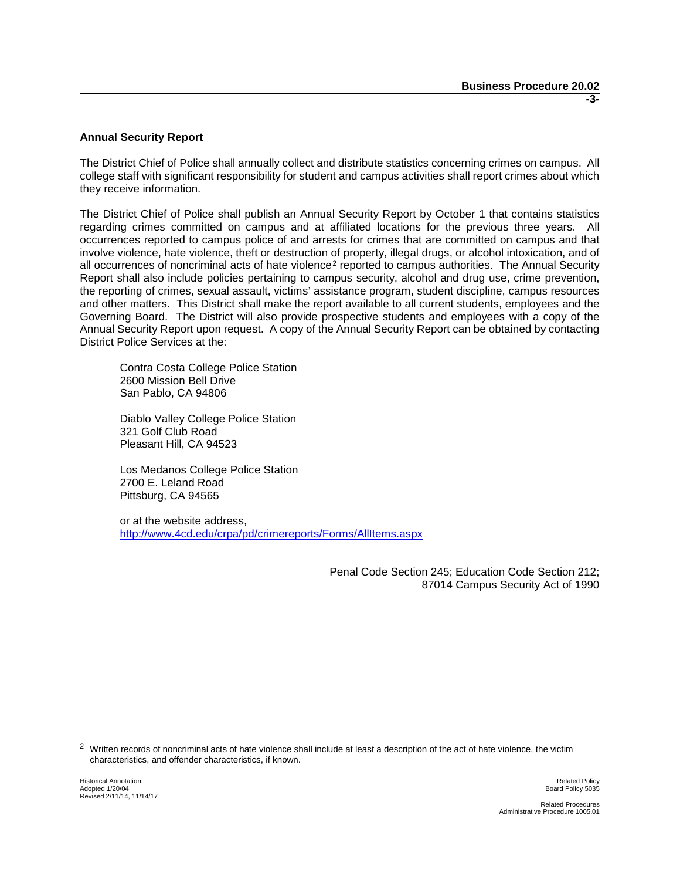## Annual Security Report

The District Chief of Police shall annually collect and distribute statistics concerning crimes on campus. All college staff with significant responsibility for student and campus activities shall report crimes about which they receive information.

The District Chief of Police shall publish an Annual Security Report by October 1 that contains statistics regarding crimes committed on campus and at affiliated locations for the previous three years. All occurrences reported to campus police of and arrests for crimes that are committed on campus and that involve violence, hate violence, theft or destruction of property, illegal drugs, or alcohol intoxication, and of all occurrences of noncriminal acts of hate violence[2] reported to campus authorities. The Annual Security Report shall also include policies pertaining to campus security, alcohol and drug use, crime prevention, the reporting of crimes, sexual assault, victims' assistance program, student discipline, campus resources and other matters. This District shall make the report available to all current students, employees and the Governing Board. The District will also provide prospective students and employees with a copy of the Annual Security Report upon request. A copy of the Annual Security Report can be obtained by contacting District Police Services at the:

Contra Costa College Police Station
2600 Mission Bell Drive
San Pablo, CA 94806

Diablo Valley College Police Station
321 Golf Club Road
Pleasant Hill, CA 94523

Los Medanos College Police Station
2700 E. Leland Road
Pittsburg, CA 94565

or at the website address,
http://www.4cd.edu/crpa/pd/crimereports/Forms/AllItems.aspx

Penal Code Section 245; Education Code Section 212;
87014 Campus Security Act of 1990

[2] Written records of noncriminal acts of hate violence shall include at least a description of the act of hate violence, the victim characteristics, and offender characteristics, if known.

Historical Annotation:
Adopted 1/20/04
Revised 2/11/14, 11/14/17

Related Policy
Board Policy 5035

Related Procedures
Administrative Procedure 1005.01